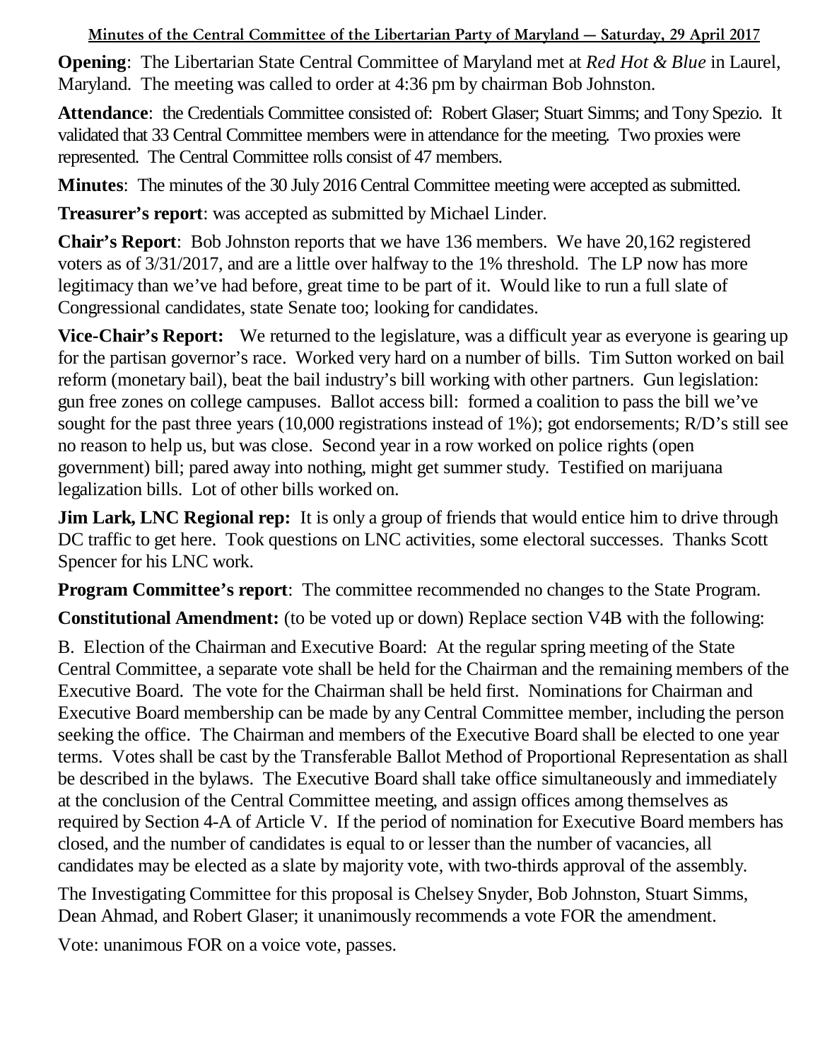# Minutes of the Central Committee of the Libertarian Party of Maryland — Saturday, 29 April 2017

**Opening**: The Libertarian State Central Committee of Maryland met at *Red Hot & Blue* in Laurel, Maryland. The meeting was called to order at 4:36 pm by chairman Bob Johnston.

**Attendance**: the Credentials Committee consisted of: Robert Glaser; Stuart Simms; and Tony Spezio. It validated that 33 Central Committee members were in attendance for the meeting. Two proxies were represented. The Central Committee rolls consist of 47 members.

**Minutes**: The minutes of the 30 July 2016 Central Committee meeting were accepted as submitted.

**Treasurer's report**: was accepted as submitted by Michael Linder.

**Chair's Report**: Bob Johnston reports that we have 136 members. We have 20,162 registered voters as of 3/31/2017, and are a little over halfway to the 1% threshold. The LP now has more legitimacy than we've had before, great time to be part of it. Would like to run a full slate of Congressional candidates, state Senate too; looking for candidates.

**Vice-Chair's Report:** We returned to the legislature, was a difficult year as everyone is gearing up for the partisan governor's race. Worked very hard on a number of bills. Tim Sutton worked on bail reform (monetary bail), beat the bail industry's bill working with other partners. Gun legislation: gun free zones on college campuses. Ballot access bill: formed a coalition to pass the bill we've sought for the past three years (10,000 registrations instead of 1%); got endorsements; R/D's still see no reason to help us, but was close. Second year in a row worked on police rights (open government) bill; pared away into nothing, might get summer study. Testified on marijuana legalization bills. Lot of other bills worked on.

**Jim Lark, LNC Regional rep:** It is only a group of friends that would entice him to drive through DC traffic to get here. Took questions on LNC activities, some electoral successes. Thanks Scott Spencer for his LNC work.

**Program Committee's report**: The committee recommended no changes to the State Program.

**Constitutional Amendment:** (to be voted up or down) Replace section V4B with the following:

B. Election of the Chairman and Executive Board: At the regular spring meeting of the State Central Committee, a separate vote shall be held for the Chairman and the remaining members of the Executive Board. The vote for the Chairman shall be held first. Nominations for Chairman and Executive Board membership can be made by any Central Committee member, including the person seeking the office. The Chairman and members of the Executive Board shall be elected to one year terms. Votes shall be cast by the Transferable Ballot Method of Proportional Representation as shall be described in the bylaws. The Executive Board shall take office simultaneously and immediately at the conclusion of the Central Committee meeting, and assign offices among themselves as required by Section 4-A of Article V. If the period of nomination for Executive Board members has closed, and the number of candidates is equal to or lesser than the number of vacancies, all candidates may be elected as a slate by majority vote, with two-thirds approval of the assembly.

The Investigating Committee for this proposal is Chelsey Snyder, Bob Johnston, Stuart Simms, Dean Ahmad, and Robert Glaser; it unanimously recommends a vote FOR the amendment.

Vote: unanimous FOR on a voice vote, passes.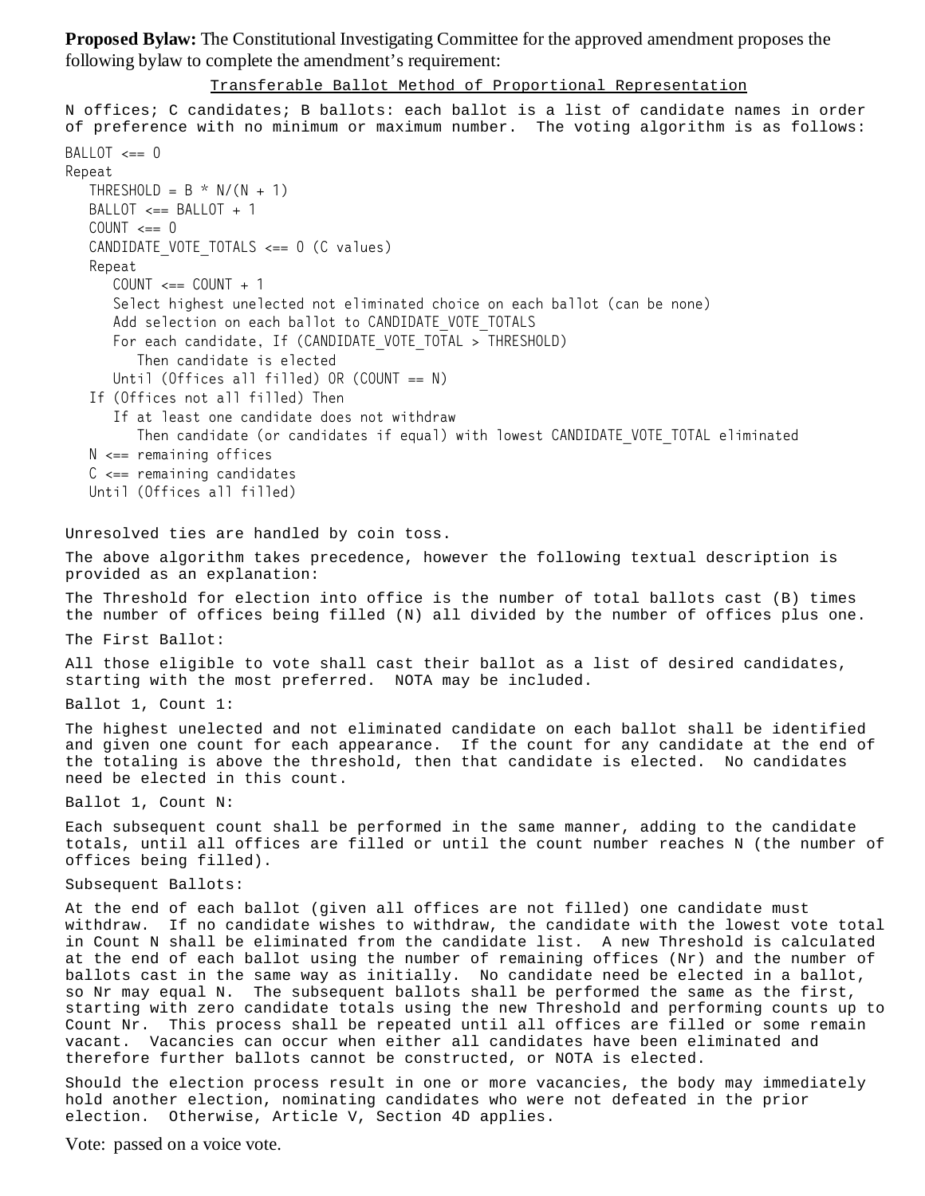**Proposed Bylaw:** The Constitutional Investigating Committee for the approved amendment proposes the following bylaw to complete the amendment's requirement:

<u>Transferable Ballot Method of Proportional Representation</u>

N offices; C candidates; B ballots: each ballot is a list of candidate names in order of preference with no minimum or maximum number. The voting algorithm is as follows:

```
BALLOT <== 0
Repeat
   THRESHOLD = B * N/(N + 1)
   BALLOT <== BALLOT + 1
   COUNT <== 0
   CANDIDATE_VOTE_TOTALS <== 0 (C values)
   Repeat
      COUNT <== COUNT + 1
      Select highest unelected not eliminated choice on each ballot (can be none)
      Add selection on each ballot to CANDIDATE_VOTE_TOTALS
      For each candidate, If (CANDIDATE_VOTE_TOTAL > THRESHOLD)
         Then candidate is elected
      Until (Offices all filled) OR (COUNT == N)
   If (Offices not all filled) Then
      If at least one candidate does not withdraw
         Then candidate (or candidates if equal) with lowest CANDIDATE_VOTE_TOTAL eliminated
   N <== remaining offices
   C <== remaining candidates
   Until (Offices all filled)
```

Unresolved ties are handled by coin toss.

The above algorithm takes precedence, however the following textual description is provided as an explanation:

The Threshold for election into office is the number of total ballots cast (B) times the number of offices being filled (N) all divided by the number of offices plus one.

The First Ballot:

All those eligible to vote shall cast their ballot as a list of desired candidates, starting with the most preferred. NOTA may be included.

Ballot 1, Count 1:

The highest unelected and not eliminated candidate on each ballot shall be identified and given one count for each appearance. If the count for any candidate at the end of the totaling is above the threshold, then that candidate is elected. No candidates need be elected in this count.

Ballot 1, Count N:

Each subsequent count shall be performed in the same manner, adding to the candidate totals, until all offices are filled or until the count number reaches N (the number of offices being filled).

Subsequent Ballots:

At the end of each ballot (given all offices are not filled) one candidate must withdraw. If no candidate wishes to withdraw, the candidate with the lowest vote total in Count N shall be eliminated from the candidate list. A new Threshold is calculated at the end of each ballot using the number of remaining offices (Nr) and the number of ballots cast in the same way as initially. No candidate need be elected in a ballot, so Nr may equal N. The subsequent ballots shall be performed the same as the first, starting with zero candidate totals using the new Threshold and performing counts up to Count Nr. This process shall be repeated until all offices are filled or some remain vacant. Vacancies can occur when either all candidates have been eliminated and therefore further ballots cannot be constructed, or NOTA is elected.

Should the election process result in one or more vacancies, the body may immediately hold another election, nominating candidates who were not defeated in the prior election. Otherwise, Article V, Section 4D applies.

Vote: passed on a voice vote.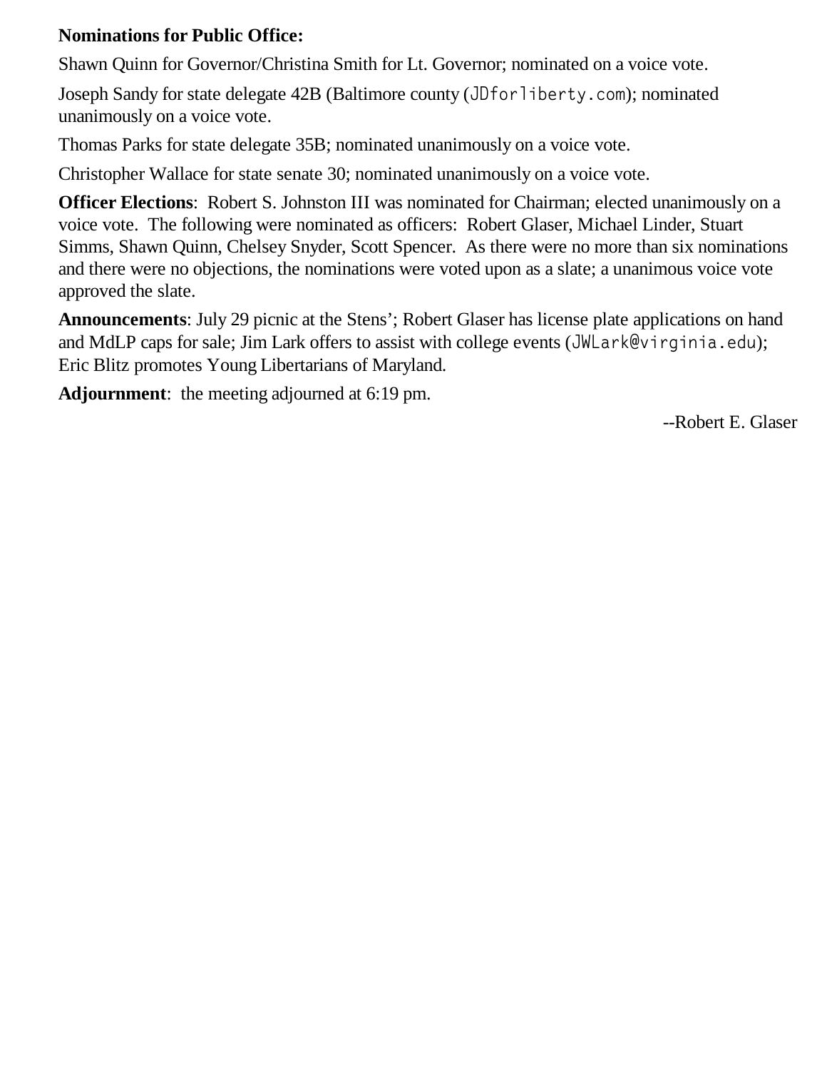**Nominations for Public Office:**

Shawn Quinn for Governor/Christina Smith for Lt. Governor; nominated on a voice vote.

Joseph Sandy for state delegate 42B (Baltimore county (`JDforliberty.com`); nominated unanimously on a voice vote.

Thomas Parks for state delegate 35B; nominated unanimously on a voice vote.

Christopher Wallace for state senate 30; nominated unanimously on a voice vote.

**Officer Elections**: Robert S. Johnston III was nominated for Chairman; elected unanimously on a voice vote. The following were nominated as officers: Robert Glaser, Michael Linder, Stuart Simms, Shawn Quinn, Chelsey Snyder, Scott Spencer. As there were no more than six nominations and there were no objections, the nominations were voted upon as a slate; a unanimous voice vote approved the slate.

**Announcements**: July 29 picnic at the Stens'; Robert Glaser has license plate applications on hand and MdLP caps for sale; Jim Lark offers to assist with college events (`JWLark@virginia.edu`); Eric Blitz promotes Young Libertarians of Maryland.

**Adjournment**: the meeting adjourned at 6:19 pm.

--Robert E. Glaser